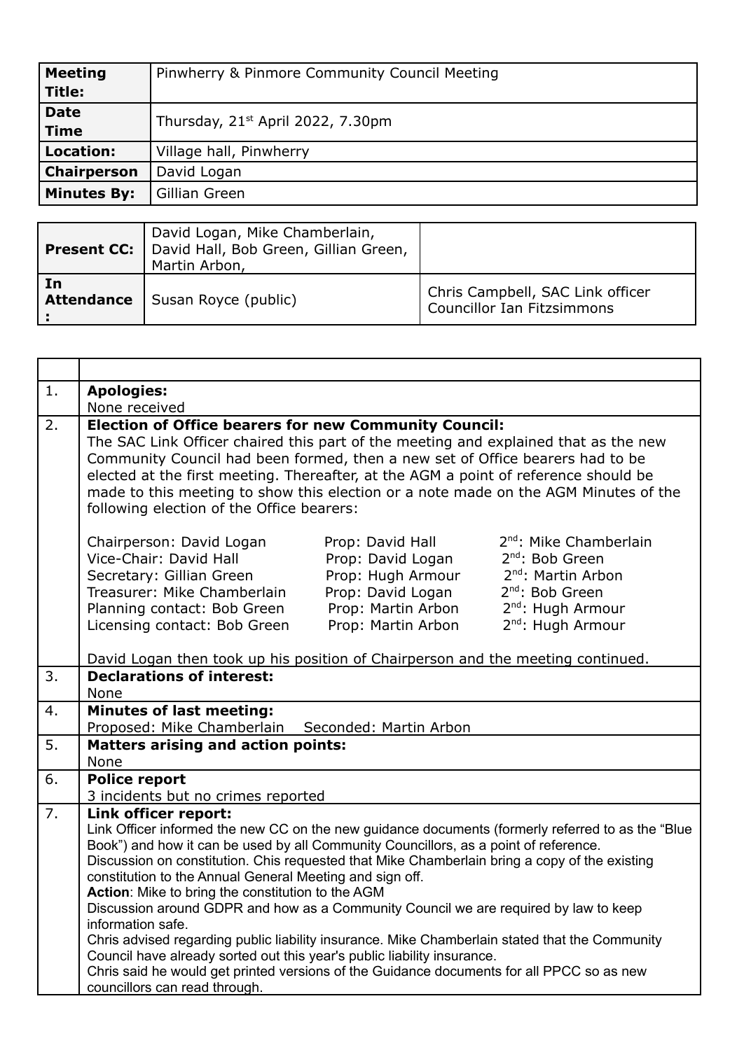| | |
|---|---|
| **Meeting Title:** | Pinwherry & Pinmore Community Council Meeting |
| **Date Time** | Thursday, 21st April 2022, 7.30pm |
| **Location:** | Village hall, Pinwherry |
| **Chairperson** | David Logan |
| **Minutes By:** | Gillian Green |

| | | |
|---|---|---|
| **Present CC:** | David Logan, Mike Chamberlain, David Hall, Bob Green, Gillian Green, Martin Arbon, | |
| **In Attendance :** | Susan Royce (public) | Chris Campbell, SAC Link officer<br>Councillor Ian Fitzsimmons |

| | |
|---|---|
| 1. | **Apologies:**<br>None received |
| 2. | **Election of Office bearers for new Community Council:**<br>The SAC Link Officer chaired this part of the meeting and explained that as the new Community Council had been formed, then a new set of Office bearers had to be elected at the first meeting. Thereafter, at the AGM a point of reference should be made to this meeting to show this election or a note made on the AGM Minutes of the following election of the Office bearers:<br><br>Chairperson: David Logan — Prop: David Hall — 2nd: Mike Chamberlain<br>Vice-Chair: David Hall — Prop: David Logan — 2nd: Bob Green<br>Secretary: Gillian Green — Prop: Hugh Armour — 2nd: Martin Arbon<br>Treasurer: Mike Chamberlain — Prop: David Logan — 2nd: Bob Green<br>Planning contact: Bob Green — Prop: Martin Arbon — 2nd: Hugh Armour<br>Licensing contact: Bob Green — Prop: Martin Arbon — 2nd: Hugh Armour<br><br>David Logan then took up his position of Chairperson and the meeting continued. |
| 3. | **Declarations of interest:**<br>None |
| 4. | **Minutes of last meeting:**<br>Proposed: Mike Chamberlain Seconded: Martin Arbon |
| 5. | **Matters arising and action points:**<br>None |
| 6. | **Police report**<br>3 incidents but no crimes reported |
| 7. | **Link officer report:**<br>Link Officer informed the new CC on the new guidance documents (formerly referred to as the "Blue Book") and how it can be used by all Community Councillors, as a point of reference.<br>Discussion on constitution. Chis requested that Mike Chamberlain bring a copy of the existing constitution to the Annual General Meeting and sign off.<br>**Action**: Mike to bring the constitution to the AGM<br>Discussion around GDPR and how as a Community Council we are required by law to keep information safe.<br>Chris advised regarding public liability insurance. Mike Chamberlain stated that the Community Council have already sorted out this year's public liability insurance.<br>Chris said he would get printed versions of the Guidance documents for all PPCC so as new councillors can read through. |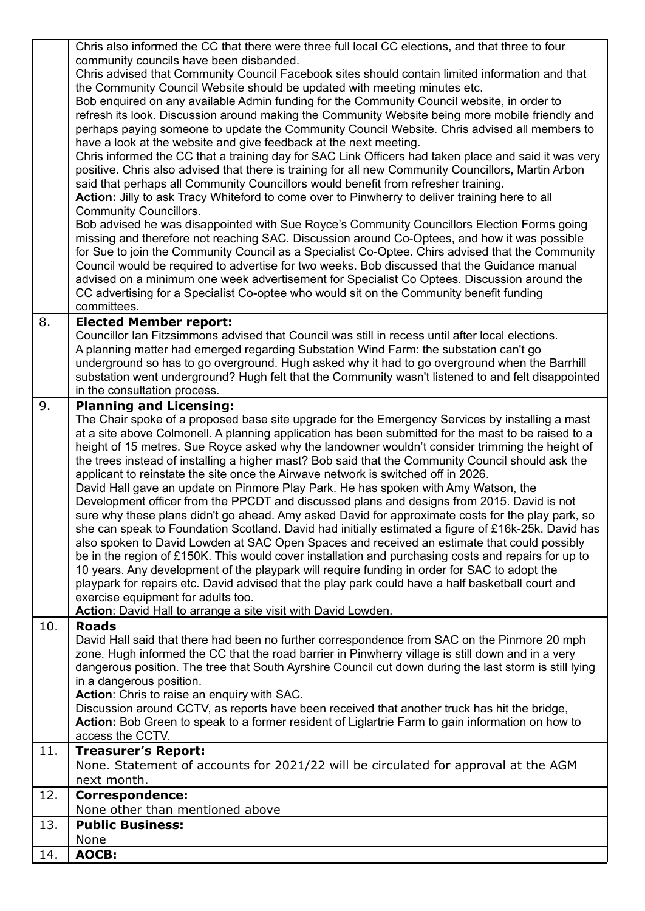| | |
|---|---|
| | Chris also informed the CC that there were three full local CC elections, and that three to four community councils have been disbanded.<br>Chris advised that Community Council Facebook sites should contain limited information and that the Community Council Website should be updated with meeting minutes etc.<br>Bob enquired on any available Admin funding for the Community Council website, in order to refresh its look. Discussion around making the Community Website being more mobile friendly and perhaps paying someone to update the Community Council Website. Chris advised all members to have a look at the website and give feedback at the next meeting.<br>Chris informed the CC that a training day for SAC Link Officers had taken place and said it was very positive. Chris also advised that there is training for all new Community Councillors, Martin Arbon said that perhaps all Community Councillors would benefit from refresher training.<br>**Action:** Jilly to ask Tracy Whiteford to come over to Pinwherry to deliver training here to all Community Councillors.<br>Bob advised he was disappointed with Sue Royce's Community Councillors Election Forms going missing and therefore not reaching SAC. Discussion around Co-Optees, and how it was possible for Sue to join the Community Council as a Specialist Co-Optee. Chirs advised that the Community Council would be required to advertise for two weeks. Bob discussed that the Guidance manual advised on a minimum one week advertisement for Specialist Co Optees. Discussion around the CC advertising for a Specialist Co-optee who would sit on the Community benefit funding committees. |
| 8. | **Elected Member report:**<br>Councillor Ian Fitzsimmons advised that Council was still in recess until after local elections.<br>A planning matter had emerged regarding Substation Wind Farm: the substation can't go underground so has to go overground. Hugh asked why it had to go overground when the Barrhill substation went underground? Hugh felt that the Community wasn't listened to and felt disappointed in the consultation process. |
| 9. | **Planning and Licensing:**<br>The Chair spoke of a proposed base site upgrade for the Emergency Services by installing a mast at a site above Colmonell. A planning application has been submitted for the mast to be raised to a height of 15 metres. Sue Royce asked why the landowner wouldn't consider trimming the height of the trees instead of installing a higher mast? Bob said that the Community Council should ask the applicant to reinstate the site once the Airwave network is switched off in 2026.<br>David Hall gave an update on Pinmore Play Park. He has spoken with Amy Watson, the Development officer from the PPCDT and discussed plans and designs from 2015. David is not sure why these plans didn't go ahead. Amy asked David for approximate costs for the play park, so she can speak to Foundation Scotland. David had initially estimated a figure of £16k-25k. David has also spoken to David Lowden at SAC Open Spaces and received an estimate that could possibly be in the region of £150K. This would cover installation and purchasing costs and repairs for up to 10 years. Any development of the playpark will require funding in order for SAC to adopt the playpark for repairs etc. David advised that the play park could have a half basketball court and exercise equipment for adults too.<br>**Action**: David Hall to arrange a site visit with David Lowden. |
| 10. | **Roads**<br>David Hall said that there had been no further correspondence from SAC on the Pinmore 20 mph zone. Hugh informed the CC that the road barrier in Pinwherry village is still down and in a very dangerous position. The tree that South Ayrshire Council cut down during the last storm is still lying in a dangerous position.<br>**Action**: Chris to raise an enquiry with SAC.<br>Discussion around CCTV, as reports have been received that another truck has hit the bridge,<br>**Action:** Bob Green to speak to a former resident of Liglartrie Farm to gain information on how to access the CCTV. |
| 11. | **Treasurer's Report:**<br>None. Statement of accounts for 2021/22 will be circulated for approval at the AGM next month. |
| 12. | **Correspondence:**<br>None other than mentioned above |
| 13. | **Public Business:**<br>None |
| 14. | **AOCB:** |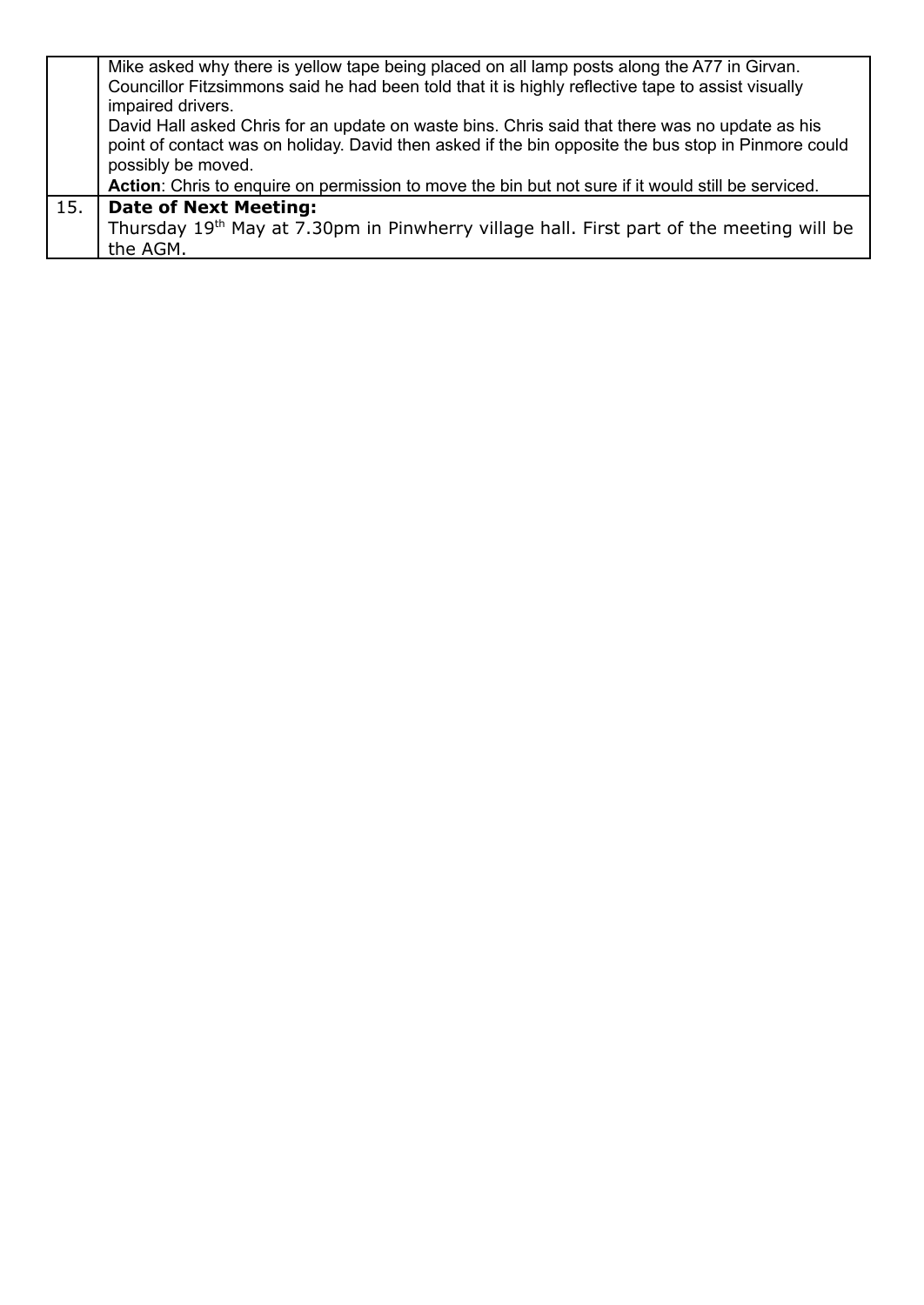| | |
|---|---|
| | Mike asked why there is yellow tape being placed on all lamp posts along the A77 in Girvan. Councillor Fitzsimmons said he had been told that it is highly reflective tape to assist visually impaired drivers.<br>David Hall asked Chris for an update on waste bins. Chris said that there was no update as his point of contact was on holiday. David then asked if the bin opposite the bus stop in Pinmore could possibly be moved.<br>**Action**: Chris to enquire on permission to move the bin but not sure if it would still be serviced. |
| 15. | **Date of Next Meeting:**<br>Thursday 19th May at 7.30pm in Pinwherry village hall. First part of the meeting will be the AGM. |